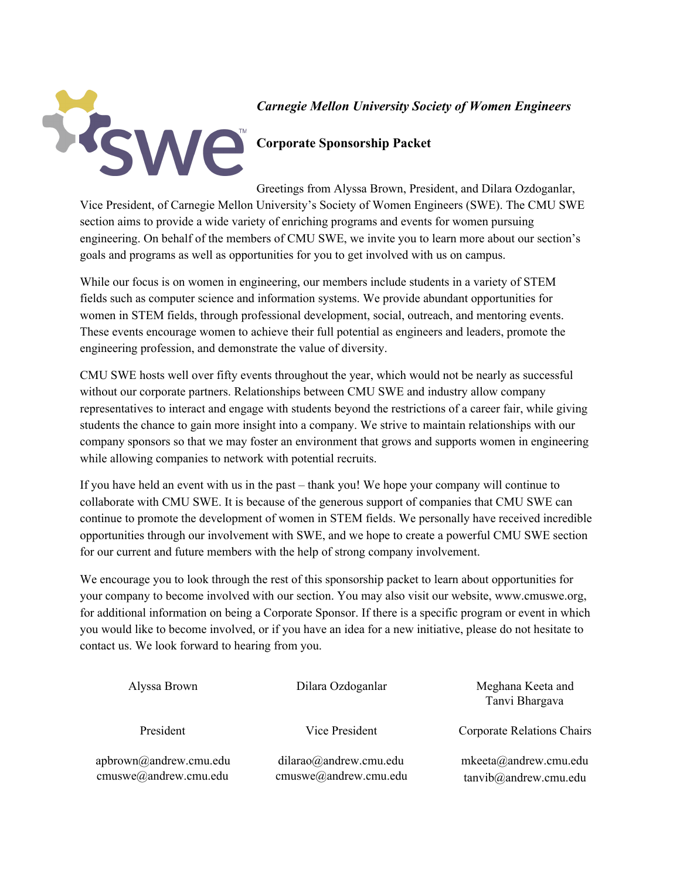***Carnegie Mellon University Society of Women Engineers***

**Corporate Sponsorship Packet**

Greetings from Alyssa Brown, President, and Dilara Ozdoganlar, Vice President, of Carnegie Mellon University's Society of Women Engineers (SWE). The CMU SWE section aims to provide a wide variety of enriching programs and events for women pursuing engineering. On behalf of the members of CMU SWE, we invite you to learn more about our section's goals and programs as well as opportunities for you to get involved with us on campus.

While our focus is on women in engineering, our members include students in a variety of STEM fields such as computer science and information systems. We provide abundant opportunities for women in STEM fields, through professional development, social, outreach, and mentoring events. These events encourage women to achieve their full potential as engineers and leaders, promote the engineering profession, and demonstrate the value of diversity.

CMU SWE hosts well over fifty events throughout the year, which would not be nearly as successful without our corporate partners. Relationships between CMU SWE and industry allow company representatives to interact and engage with students beyond the restrictions of a career fair, while giving students the chance to gain more insight into a company. We strive to maintain relationships with our company sponsors so that we may foster an environment that grows and supports women in engineering while allowing companies to network with potential recruits.

If you have held an event with us in the past – thank you! We hope your company will continue to collaborate with CMU SWE. It is because of the generous support of companies that CMU SWE can continue to promote the development of women in STEM fields. We personally have received incredible opportunities through our involvement with SWE, and we hope to create a powerful CMU SWE section for our current and future members with the help of strong company involvement.

We encourage you to look through the rest of this sponsorship packet to learn about opportunities for your company to become involved with our section. You may also visit our website, www.cmuswe.org, for additional information on being a Corporate Sponsor. If there is a specific program or event in which you would like to become involved, or if you have an idea for a new initiative, please do not hesitate to contact us. We look forward to hearing from you.

| Alyssa Brown | Dilara Ozdoganlar | Meghana Keeta and Tanvi Bhargava |
|---|---|---|
| President | Vice President | Corporate Relations Chairs |
| apbrown@andrew.cmu.edu<br>cmuswe@andrew.cmu.edu | dilarao@andrew.cmu.edu<br>cmuswe@andrew.cmu.edu | mkeeta@andrew.cmu.edu<br>tanvib@andrew.cmu.edu |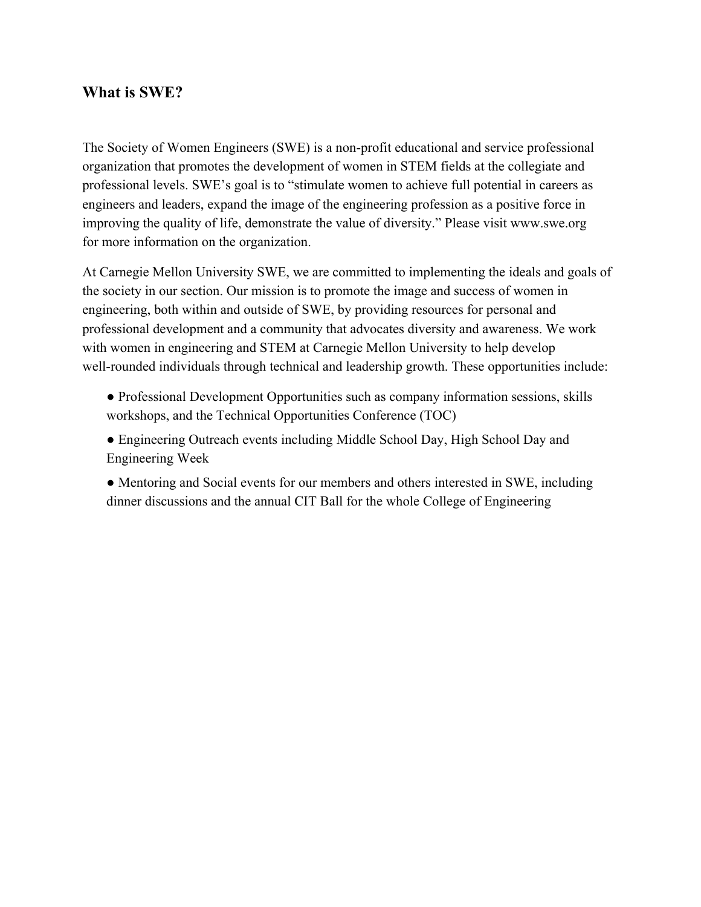## What is SWE?

The Society of Women Engineers (SWE) is a non-profit educational and service professional organization that promotes the development of women in STEM fields at the collegiate and professional levels. SWE's goal is to "stimulate women to achieve full potential in careers as engineers and leaders, expand the image of the engineering profession as a positive force in improving the quality of life, demonstrate the value of diversity." Please visit www.swe.org for more information on the organization.

At Carnegie Mellon University SWE, we are committed to implementing the ideals and goals of the society in our section. Our mission is to promote the image and success of women in engineering, both within and outside of SWE, by providing resources for personal and professional development and a community that advocates diversity and awareness. We work with women in engineering and STEM at Carnegie Mellon University to help develop well-rounded individuals through technical and leadership growth. These opportunities include:

- Professional Development Opportunities such as company information sessions, skills workshops, and the Technical Opportunities Conference (TOC)
- Engineering Outreach events including Middle School Day, High School Day and Engineering Week
- Mentoring and Social events for our members and others interested in SWE, including dinner discussions and the annual CIT Ball for the whole College of Engineering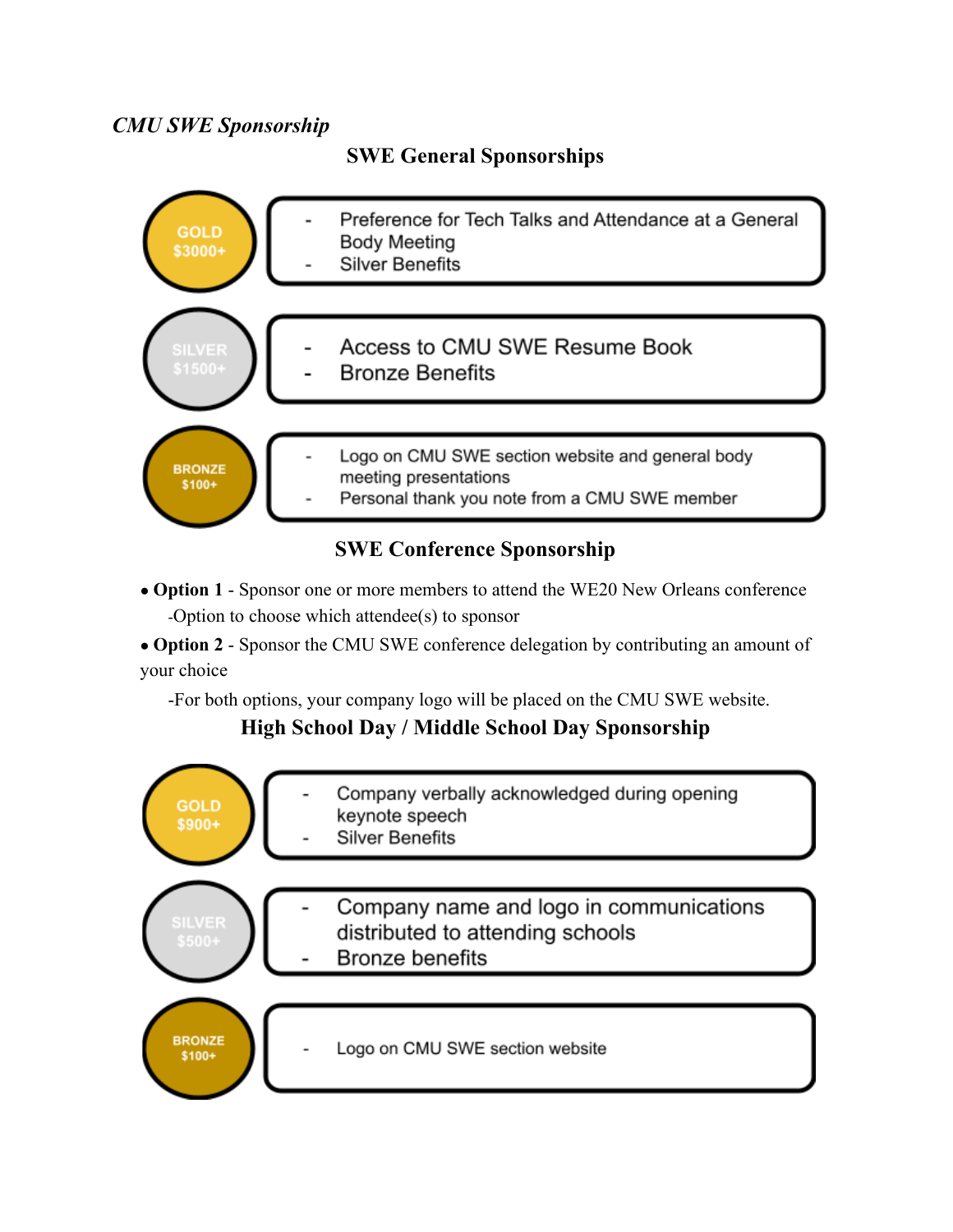*CMU SWE Sponsorship*

## SWE General Sponsorships

**GOLD $3000+**
- Preference for Tech Talks and Attendance at a General Body Meeting
- Silver Benefits

**SILVER $1500+**
- Access to CMU SWE Resume Book
- Bronze Benefits

**BRONZE $100+**
- Logo on CMU SWE section website and general body meeting presentations
- Personal thank you note from a CMU SWE member

## SWE Conference Sponsorship

- **Option 1** - Sponsor one or more members to attend the WE20 New Orleans conference
  -Option to choose which attendee(s) to sponsor
- **Option 2** - Sponsor the CMU SWE conference delegation by contributing an amount of your choice

  -For both options, your company logo will be placed on the CMU SWE website.

## High School Day / Middle School Day Sponsorship

**GOLD $900+**
- Company verbally acknowledged during opening keynote speech
- Silver Benefits

**SILVER $500+**
- Company name and logo in communications distributed to attending schools
- Bronze benefits

**BRONZE $100+**
- Logo on CMU SWE section website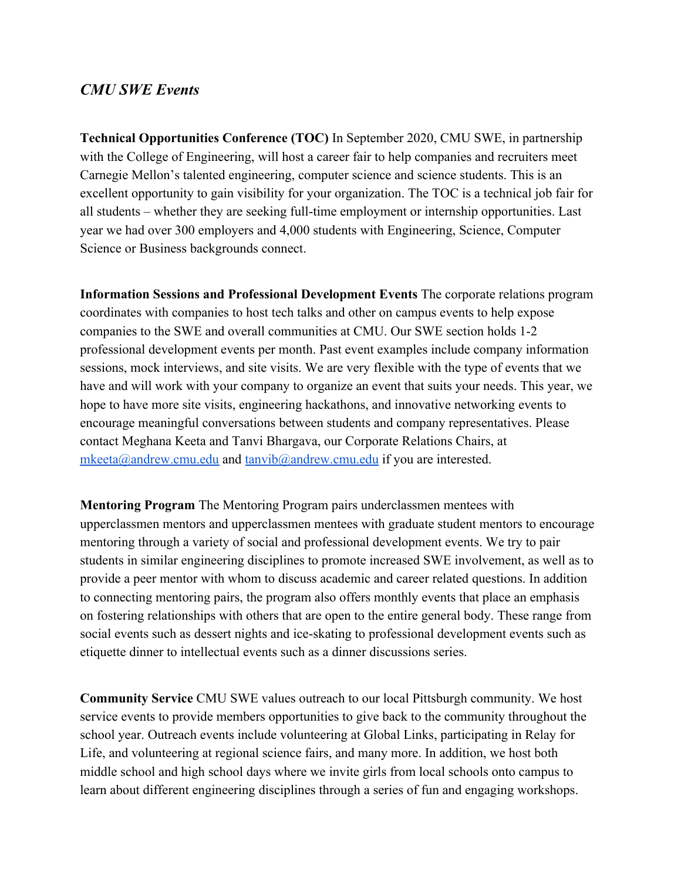## *CMU SWE Events*

**Technical Opportunities Conference (TOC)** In September 2020, CMU SWE, in partnership with the College of Engineering, will host a career fair to help companies and recruiters meet Carnegie Mellon's talented engineering, computer science and science students. This is an excellent opportunity to gain visibility for your organization. The TOC is a technical job fair for all students – whether they are seeking full-time employment or internship opportunities. Last year we had over 300 employers and 4,000 students with Engineering, Science, Computer Science or Business backgrounds connect.

**Information Sessions and Professional Development Events** The corporate relations program coordinates with companies to host tech talks and other on campus events to help expose companies to the SWE and overall communities at CMU. Our SWE section holds 1-2 professional development events per month. Past event examples include company information sessions, mock interviews, and site visits. We are very flexible with the type of events that we have and will work with your company to organize an event that suits your needs. This year, we hope to have more site visits, engineering hackathons, and innovative networking events to encourage meaningful conversations between students and company representatives. Please contact Meghana Keeta and Tanvi Bhargava, our Corporate Relations Chairs, at mkeeta@andrew.cmu.edu and tanvib@andrew.cmu.edu if you are interested.

**Mentoring Program** The Mentoring Program pairs underclassmen mentees with upperclassmen mentors and upperclassmen mentees with graduate student mentors to encourage mentoring through a variety of social and professional development events. We try to pair students in similar engineering disciplines to promote increased SWE involvement, as well as to provide a peer mentor with whom to discuss academic and career related questions. In addition to connecting mentoring pairs, the program also offers monthly events that place an emphasis on fostering relationships with others that are open to the entire general body. These range from social events such as dessert nights and ice-skating to professional development events such as etiquette dinner to intellectual events such as a dinner discussions series.

**Community Service** CMU SWE values outreach to our local Pittsburgh community. We host service events to provide members opportunities to give back to the community throughout the school year. Outreach events include volunteering at Global Links, participating in Relay for Life, and volunteering at regional science fairs, and many more. In addition, we host both middle school and high school days where we invite girls from local schools onto campus to learn about different engineering disciplines through a series of fun and engaging workshops.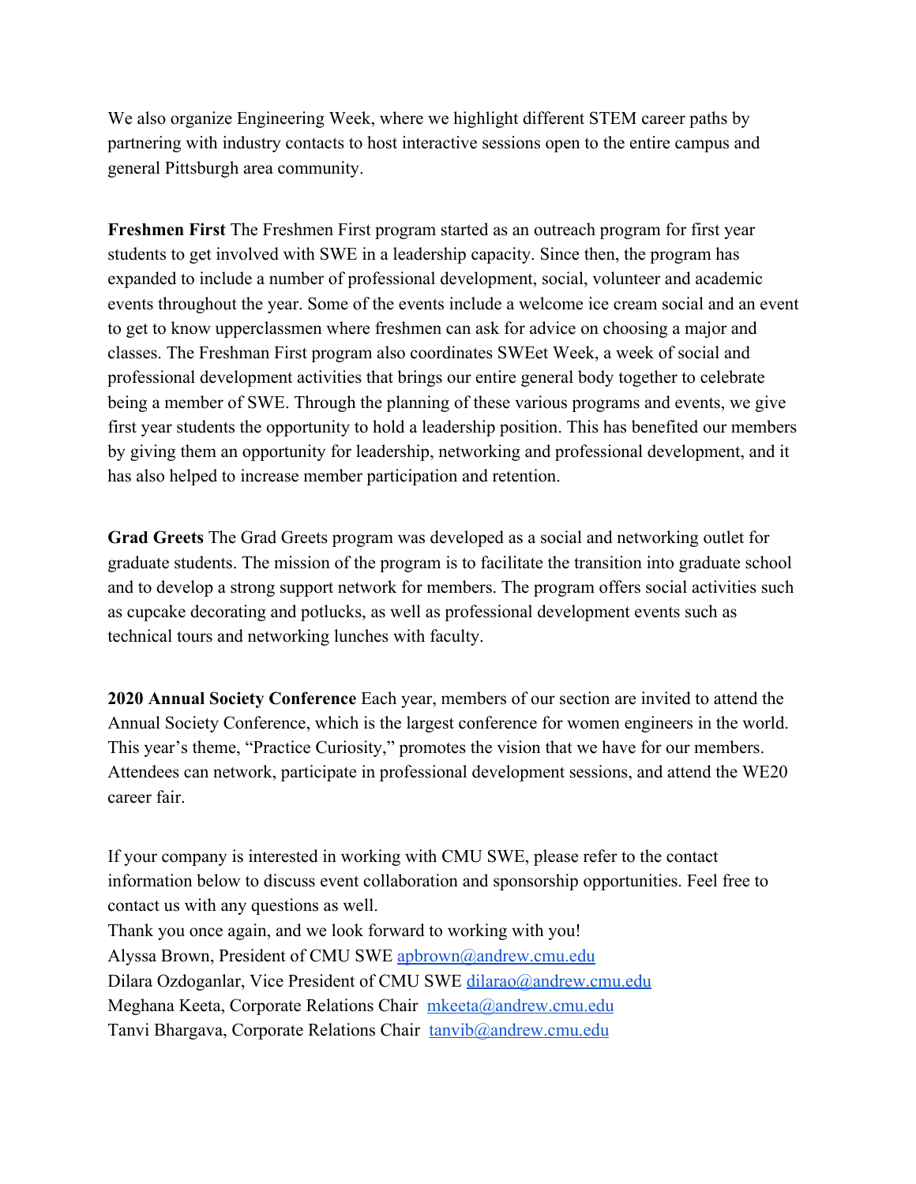We also organize Engineering Week, where we highlight different STEM career paths by partnering with industry contacts to host interactive sessions open to the entire campus and general Pittsburgh area community.

**Freshmen First** The Freshmen First program started as an outreach program for first year students to get involved with SWE in a leadership capacity. Since then, the program has expanded to include a number of professional development, social, volunteer and academic events throughout the year. Some of the events include a welcome ice cream social and an event to get to know upperclassmen where freshmen can ask for advice on choosing a major and classes. The Freshman First program also coordinates SWEet Week, a week of social and professional development activities that brings our entire general body together to celebrate being a member of SWE. Through the planning of these various programs and events, we give first year students the opportunity to hold a leadership position. This has benefited our members by giving them an opportunity for leadership, networking and professional development, and it has also helped to increase member participation and retention.

**Grad Greets** The Grad Greets program was developed as a social and networking outlet for graduate students. The mission of the program is to facilitate the transition into graduate school and to develop a strong support network for members. The program offers social activities such as cupcake decorating and potlucks, as well as professional development events such as technical tours and networking lunches with faculty.

**2020 Annual Society Conference** Each year, members of our section are invited to attend the Annual Society Conference, which is the largest conference for women engineers in the world. This year's theme, "Practice Curiosity," promotes the vision that we have for our members. Attendees can network, participate in professional development sessions, and attend the WE20 career fair.

If your company is interested in working with CMU SWE, please refer to the contact information below to discuss event collaboration and sponsorship opportunities. Feel free to contact us with any questions as well.

Thank you once again, and we look forward to working with you!

Alyssa Brown, President of CMU SWE apbrown@andrew.cmu.edu

Dilara Ozdoganlar, Vice President of CMU SWE dilarao@andrew.cmu.edu

Meghana Keeta, Corporate Relations Chair mkeeta@andrew.cmu.edu

Tanvi Bhargava, Corporate Relations Chair tanvib@andrew.cmu.edu